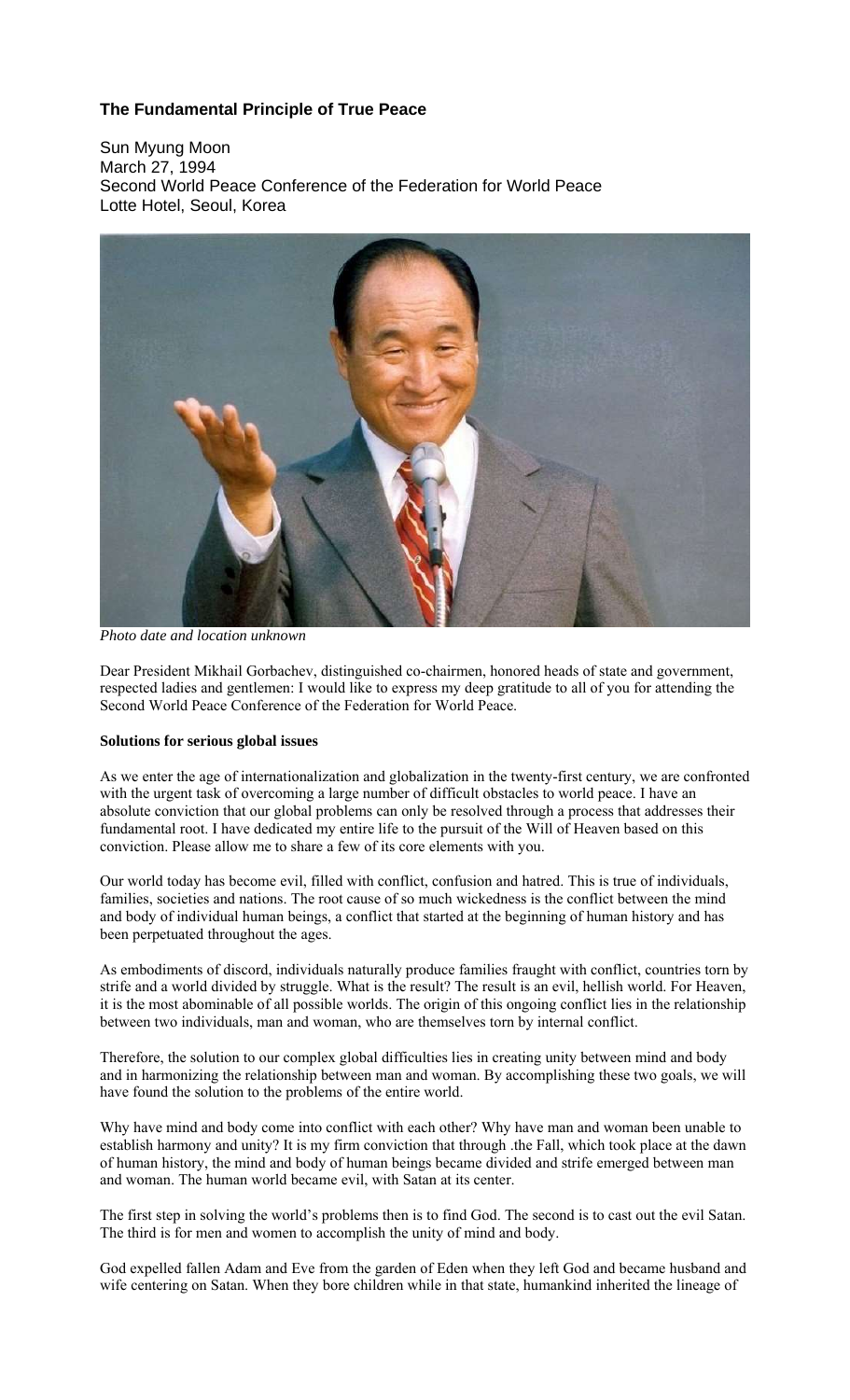# The Fundamental Principle of True Peace

Sun Myung Moon
March 27, 1994
Second World Peace Conference of the Federation for World Peace
Lotte Hotel, Seoul, Korea

*Photo date and location unknown*

Dear President Mikhail Gorbachev, distinguished co-chairmen, honored heads of state and government, respected ladies and gentlemen: I would like to express my deep gratitude to all of you for attending the Second World Peace Conference of the Federation for World Peace.

**Solutions for serious global issues**

As we enter the age of internationalization and globalization in the twenty-first century, we are confronted with the urgent task of overcoming a large number of difficult obstacles to world peace. I have an absolute conviction that our global problems can only be resolved through a process that addresses their fundamental root. I have dedicated my entire life to the pursuit of the Will of Heaven based on this conviction. Please allow me to share a few of its core elements with you.

Our world today has become evil, filled with conflict, confusion and hatred. This is true of individuals, families, societies and nations. The root cause of so much wickedness is the conflict between the mind and body of individual human beings, a conflict that started at the beginning of human history and has been perpetuated throughout the ages.

As embodiments of discord, individuals naturally produce families fraught with conflict, countries torn by strife and a world divided by struggle. What is the result? The result is an evil, hellish world. For Heaven, it is the most abominable of all possible worlds. The origin of this ongoing conflict lies in the relationship between two individuals, man and woman, who are themselves torn by internal conflict.

Therefore, the solution to our complex global difficulties lies in creating unity between mind and body and in harmonizing the relationship between man and woman. By accomplishing these two goals, we will have found the solution to the problems of the entire world.

Why have mind and body come into conflict with each other? Why have man and woman been unable to establish harmony and unity? It is my firm conviction that through .the Fall, which took place at the dawn of human history, the mind and body of human beings became divided and strife emerged between man and woman. The human world became evil, with Satan at its center.

The first step in solving the world's problems then is to find God. The second is to cast out the evil Satan. The third is for men and women to accomplish the unity of mind and body.

God expelled fallen Adam and Eve from the garden of Eden when they left God and became husband and wife centering on Satan. When they bore children while in that state, humankind inherited the lineage of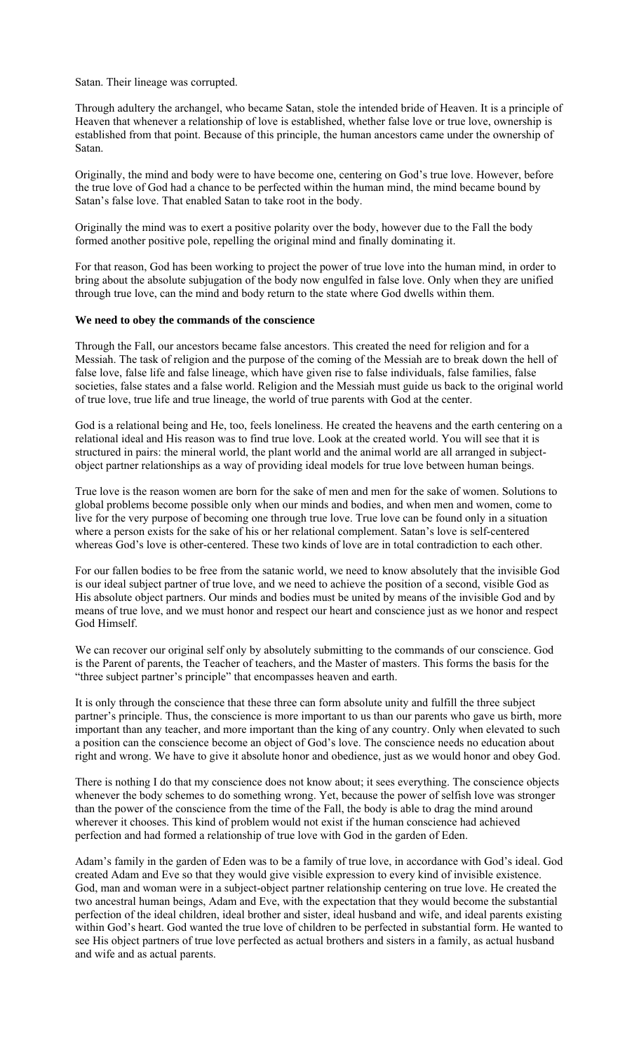Satan. Their lineage was corrupted.

Through adultery the archangel, who became Satan, stole the intended bride of Heaven. It is a principle of Heaven that whenever a relationship of love is established, whether false love or true love, ownership is established from that point. Because of this principle, the human ancestors came under the ownership of Satan.

Originally, the mind and body were to have become one, centering on God's true love. However, before the true love of God had a chance to be perfected within the human mind, the mind became bound by Satan's false love. That enabled Satan to take root in the body.

Originally the mind was to exert a positive polarity over the body, however due to the Fall the body formed another positive pole, repelling the original mind and finally dominating it.

For that reason, God has been working to project the power of true love into the human mind, in order to bring about the absolute subjugation of the body now engulfed in false love. Only when they are unified through true love, can the mind and body return to the state where God dwells within them.

**We need to obey the commands of the conscience**

Through the Fall, our ancestors became false ancestors. This created the need for religion and for a Messiah. The task of religion and the purpose of the coming of the Messiah are to break down the hell of false love, false life and false lineage, which have given rise to false individuals, false families, false societies, false states and a false world. Religion and the Messiah must guide us back to the original world of true love, true life and true lineage, the world of true parents with God at the center.

God is a relational being and He, too, feels loneliness. He created the heavens and the earth centering on a relational ideal and His reason was to find true love. Look at the created world. You will see that it is structured in pairs: the mineral world, the plant world and the animal world are all arranged in subject-object partner relationships as a way of providing ideal models for true love between human beings.

True love is the reason women are born for the sake of men and men for the sake of women. Solutions to global problems become possible only when our minds and bodies, and when men and women, come to live for the very purpose of becoming one through true love. True love can be found only in a situation where a person exists for the sake of his or her relational complement. Satan's love is self-centered whereas God's love is other-centered. These two kinds of love are in total contradiction to each other.

For our fallen bodies to be free from the satanic world, we need to know absolutely that the invisible God is our ideal subject partner of true love, and we need to achieve the position of a second, visible God as His absolute object partners. Our minds and bodies must be united by means of the invisible God and by means of true love, and we must honor and respect our heart and conscience just as we honor and respect God Himself.

We can recover our original self only by absolutely submitting to the commands of our conscience. God is the Parent of parents, the Teacher of teachers, and the Master of masters. This forms the basis for the "three subject partner's principle" that encompasses heaven and earth.

It is only through the conscience that these three can form absolute unity and fulfill the three subject partner's principle. Thus, the conscience is more important to us than our parents who gave us birth, more important than any teacher, and more important than the king of any country. Only when elevated to such a position can the conscience become an object of God's love. The conscience needs no education about right and wrong. We have to give it absolute honor and obedience, just as we would honor and obey God.

There is nothing I do that my conscience does not know about; it sees everything. The conscience objects whenever the body schemes to do something wrong. Yet, because the power of selfish love was stronger than the power of the conscience from the time of the Fall, the body is able to drag the mind around wherever it chooses. This kind of problem would not exist if the human conscience had achieved perfection and had formed a relationship of true love with God in the garden of Eden.

Adam's family in the garden of Eden was to be a family of true love, in accordance with God's ideal. God created Adam and Eve so that they would give visible expression to every kind of invisible existence. God, man and woman were in a subject-object partner relationship centering on true love. He created the two ancestral human beings, Adam and Eve, with the expectation that they would become the substantial perfection of the ideal children, ideal brother and sister, ideal husband and wife, and ideal parents existing within God's heart. God wanted the true love of children to be perfected in substantial form. He wanted to see His object partners of true love perfected as actual brothers and sisters in a family, as actual husband and wife and as actual parents.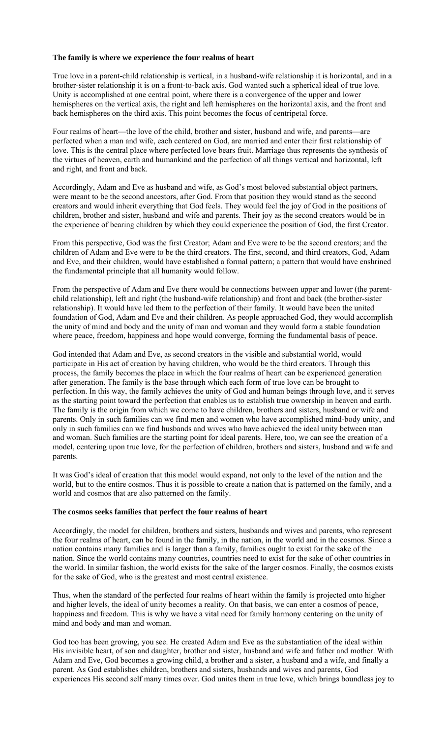**The family is where we experience the four realms of heart**

True love in a parent-child relationship is vertical, in a husband-wife relationship it is horizontal, and in a brother-sister relationship it is on a front-to-back axis. God wanted such a spherical ideal of true love. Unity is accomplished at one central point, where there is a convergence of the upper and lower hemispheres on the vertical axis, the right and left hemispheres on the horizontal axis, and the front and back hemispheres on the third axis. This point becomes the focus of centripetal force.

Four realms of heart—the love of the child, brother and sister, husband and wife, and parents—are perfected when a man and wife, each centered on God, are married and enter their first relationship of love. This is the central place where perfected love bears fruit. Marriage thus represents the synthesis of the virtues of heaven, earth and humankind and the perfection of all things vertical and horizontal, left and right, and front and back.

Accordingly, Adam and Eve as husband and wife, as God's most beloved substantial object partners, were meant to be the second ancestors, after God. From that position they would stand as the second creators and would inherit everything that God feels. They would feel the joy of God in the positions of children, brother and sister, husband and wife and parents. Their joy as the second creators would be in the experience of bearing children by which they could experience the position of God, the first Creator.

From this perspective, God was the first Creator; Adam and Eve were to be the second creators; and the children of Adam and Eve were to be the third creators. The first, second, and third creators, God, Adam and Eve, and their children, would have established a formal pattern; a pattern that would have enshrined the fundamental principle that all humanity would follow.

From the perspective of Adam and Eve there would be connections between upper and lower (the parent-child relationship), left and right (the husband-wife relationship) and front and back (the brother-sister relationship). It would have led them to the perfection of their family. It would have been the united foundation of God, Adam and Eve and their children. As people approached God, they would accomplish the unity of mind and body and the unity of man and woman and they would form a stable foundation where peace, freedom, happiness and hope would converge, forming the fundamental basis of peace.

God intended that Adam and Eve, as second creators in the visible and substantial world, would participate in His act of creation by having children, who would be the third creators. Through this process, the family becomes the place in which the four realms of heart can be experienced generation after generation. The family is the base through which each form of true love can be brought to perfection. In this way, the family achieves the unity of God and human beings through love, and it serves as the starting point toward the perfection that enables us to establish true ownership in heaven and earth. The family is the origin from which we come to have children, brothers and sisters, husband or wife and parents. Only in such families can we find men and women who have accomplished mind-body unity, and only in such families can we find husbands and wives who have achieved the ideal unity between man and woman. Such families are the starting point for ideal parents. Here, too, we can see the creation of a model, centering upon true love, for the perfection of children, brothers and sisters, husband and wife and parents.

It was God's ideal of creation that this model would expand, not only to the level of the nation and the world, but to the entire cosmos. Thus it is possible to create a nation that is patterned on the family, and a world and cosmos that are also patterned on the family.

**The cosmos seeks families that perfect the four realms of heart**

Accordingly, the model for children, brothers and sisters, husbands and wives and parents, who represent the four realms of heart, can be found in the family, in the nation, in the world and in the cosmos. Since a nation contains many families and is larger than a family, families ought to exist for the sake of the nation. Since the world contains many countries, countries need to exist for the sake of other countries in the world. In similar fashion, the world exists for the sake of the larger cosmos. Finally, the cosmos exists for the sake of God, who is the greatest and most central existence.

Thus, when the standard of the perfected four realms of heart within the family is projected onto higher and higher levels, the ideal of unity becomes a reality. On that basis, we can enter a cosmos of peace, happiness and freedom. This is why we have a vital need for family harmony centering on the unity of mind and body and man and woman.

God too has been growing, you see. He created Adam and Eve as the substantiation of the ideal within His invisible heart, of son and daughter, brother and sister, husband and wife and father and mother. With Adam and Eve, God becomes a growing child, a brother and a sister, a husband and a wife, and finally a parent. As God establishes children, brothers and sisters, husbands and wives and parents, God experiences His second self many times over. God unites them in true love, which brings boundless joy to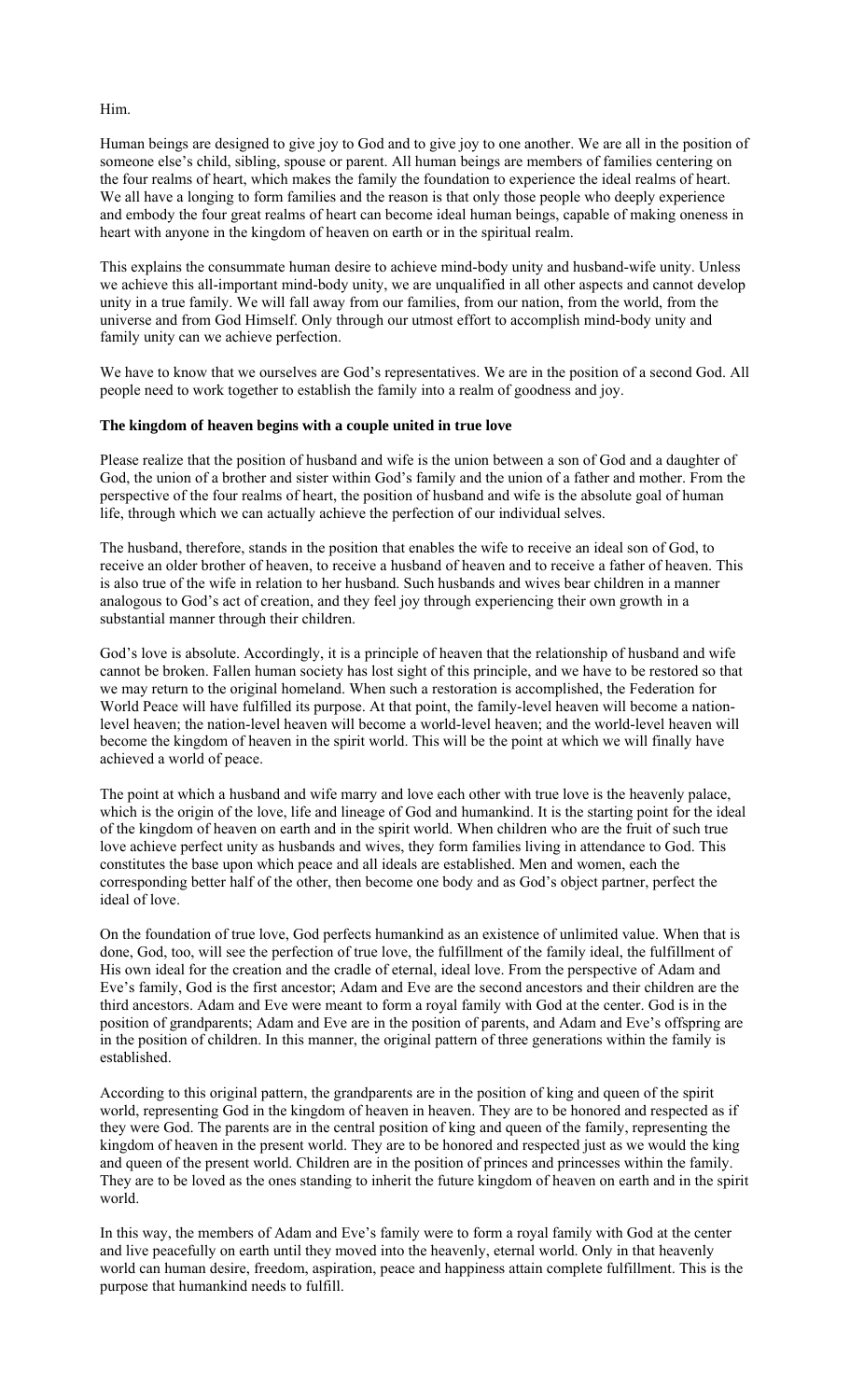Him.

Human beings are designed to give joy to God and to give joy to one another. We are all in the position of someone else's child, sibling, spouse or parent. All human beings are members of families centering on the four realms of heart, which makes the family the foundation to experience the ideal realms of heart. We all have a longing to form families and the reason is that only those people who deeply experience and embody the four great realms of heart can become ideal human beings, capable of making oneness in heart with anyone in the kingdom of heaven on earth or in the spiritual realm.

This explains the consummate human desire to achieve mind-body unity and husband-wife unity. Unless we achieve this all-important mind-body unity, we are unqualified in all other aspects and cannot develop unity in a true family. We will fall away from our families, from our nation, from the world, from the universe and from God Himself. Only through our utmost effort to accomplish mind-body unity and family unity can we achieve perfection.

We have to know that we ourselves are God's representatives. We are in the position of a second God. All people need to work together to establish the family into a realm of goodness and joy.

**The kingdom of heaven begins with a couple united in true love**

Please realize that the position of husband and wife is the union between a son of God and a daughter of God, the union of a brother and sister within God's family and the union of a father and mother. From the perspective of the four realms of heart, the position of husband and wife is the absolute goal of human life, through which we can actually achieve the perfection of our individual selves.

The husband, therefore, stands in the position that enables the wife to receive an ideal son of God, to receive an older brother of heaven, to receive a husband of heaven and to receive a father of heaven. This is also true of the wife in relation to her husband. Such husbands and wives bear children in a manner analogous to God's act of creation, and they feel joy through experiencing their own growth in a substantial manner through their children.

God's love is absolute. Accordingly, it is a principle of heaven that the relationship of husband and wife cannot be broken. Fallen human society has lost sight of this principle, and we have to be restored so that we may return to the original homeland. When such a restoration is accomplished, the Federation for World Peace will have fulfilled its purpose. At that point, the family-level heaven will become a nation-level heaven; the nation-level heaven will become a world-level heaven; and the world-level heaven will become the kingdom of heaven in the spirit world. This will be the point at which we will finally have achieved a world of peace.

The point at which a husband and wife marry and love each other with true love is the heavenly palace, which is the origin of the love, life and lineage of God and humankind. It is the starting point for the ideal of the kingdom of heaven on earth and in the spirit world. When children who are the fruit of such true love achieve perfect unity as husbands and wives, they form families living in attendance to God. This constitutes the base upon which peace and all ideals are established. Men and women, each the corresponding better half of the other, then become one body and as God's object partner, perfect the ideal of love.

On the foundation of true love, God perfects humankind as an existence of unlimited value. When that is done, God, too, will see the perfection of true love, the fulfillment of the family ideal, the fulfillment of His own ideal for the creation and the cradle of eternal, ideal love. From the perspective of Adam and Eve's family, God is the first ancestor; Adam and Eve are the second ancestors and their children are the third ancestors. Adam and Eve were meant to form a royal family with God at the center. God is in the position of grandparents; Adam and Eve are in the position of parents, and Adam and Eve's offspring are in the position of children. In this manner, the original pattern of three generations within the family is established.

According to this original pattern, the grandparents are in the position of king and queen of the spirit world, representing God in the kingdom of heaven in heaven. They are to be honored and respected as if they were God. The parents are in the central position of king and queen of the family, representing the kingdom of heaven in the present world. They are to be honored and respected just as we would the king and queen of the present world. Children are in the position of princes and princesses within the family. They are to be loved as the ones standing to inherit the future kingdom of heaven on earth and in the spirit world.

In this way, the members of Adam and Eve's family were to form a royal family with God at the center and live peacefully on earth until they moved into the heavenly, eternal world. Only in that heavenly world can human desire, freedom, aspiration, peace and happiness attain complete fulfillment. This is the purpose that humankind needs to fulfill.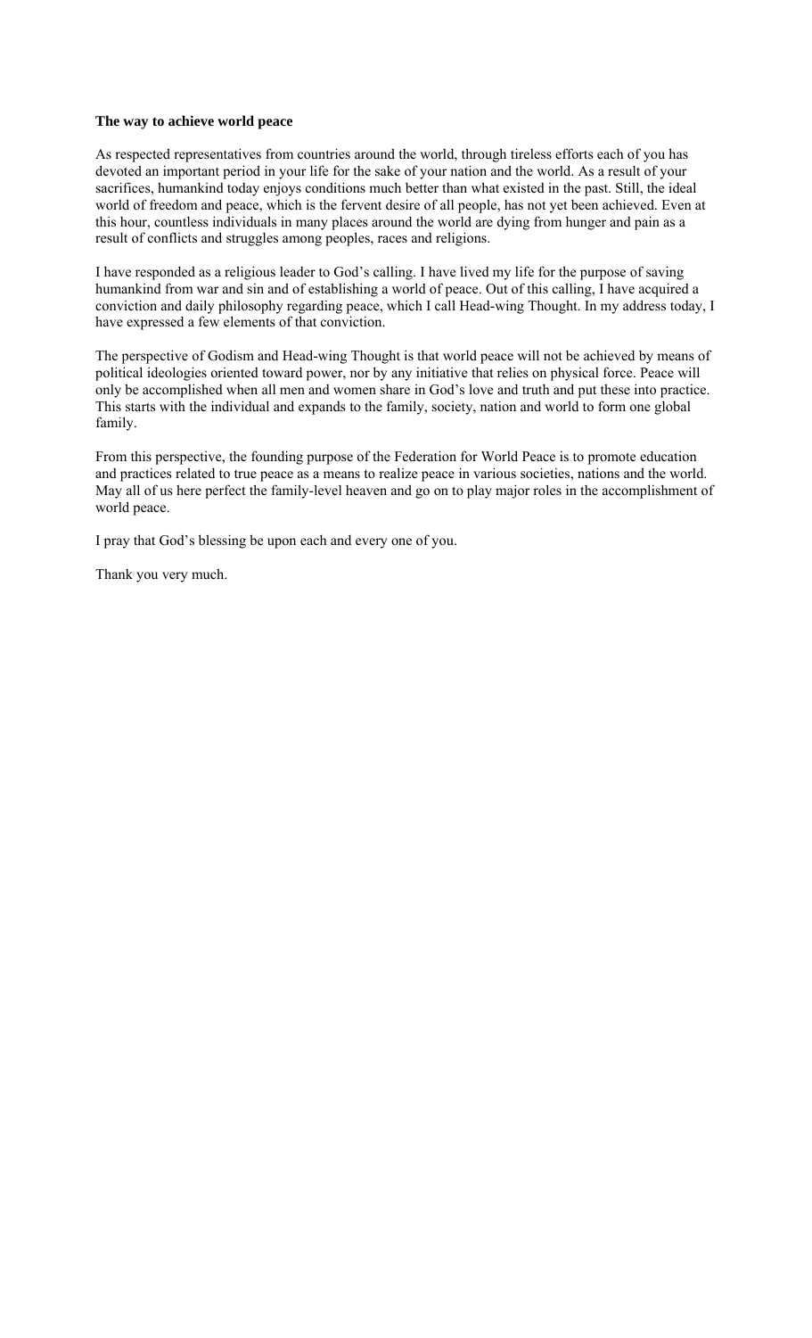**The way to achieve world peace**

As respected representatives from countries around the world, through tireless efforts each of you has devoted an important period in your life for the sake of your nation and the world. As a result of your sacrifices, humankind today enjoys conditions much better than what existed in the past. Still, the ideal world of freedom and peace, which is the fervent desire of all people, has not yet been achieved. Even at this hour, countless individuals in many places around the world are dying from hunger and pain as a result of conflicts and struggles among peoples, races and religions.

I have responded as a religious leader to God's calling. I have lived my life for the purpose of saving humankind from war and sin and of establishing a world of peace. Out of this calling, I have acquired a conviction and daily philosophy regarding peace, which I call Head-wing Thought. In my address today, I have expressed a few elements of that conviction.

The perspective of Godism and Head-wing Thought is that world peace will not be achieved by means of political ideologies oriented toward power, nor by any initiative that relies on physical force. Peace will only be accomplished when all men and women share in God's love and truth and put these into practice. This starts with the individual and expands to the family, society, nation and world to form one global family.

From this perspective, the founding purpose of the Federation for World Peace is to promote education and practices related to true peace as a means to realize peace in various societies, nations and the world. May all of us here perfect the family-level heaven and go on to play major roles in the accomplishment of world peace.

I pray that God's blessing be upon each and every one of you.

Thank you very much.